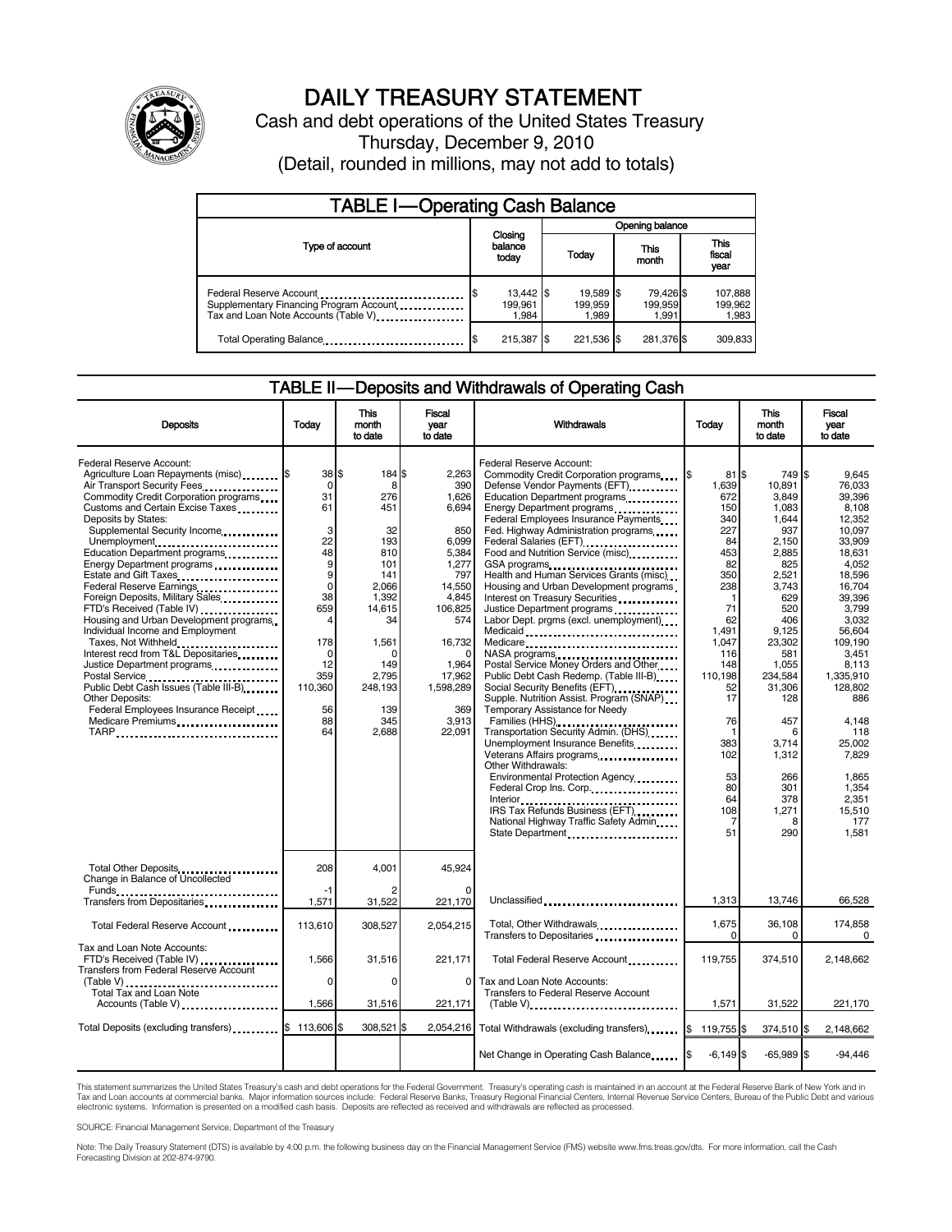# DAILY TREASURY STATEMENT

Cash and debt operations of the United States Treasury
Thursday, December 9, 2010
(Detail, rounded in millions, may not add to totals)

## TABLE I—Operating Cash Balance

| Type of account | Closing balance today | Opening balance Today | Opening balance This month | Opening balance This fiscal year |
|---|---|---|---|---|
| Federal Reserve Account | $ 13,442 | $ 19,589 | $ 79,426 | $ 107,888 |
| Supplementary Financing Program Account | 199,961 | 199,959 | 199,959 | 199,962 |
| Tax and Loan Note Accounts (Table V) | 1,984 | 1,989 | 1,991 | 1,983 |
| Total Operating Balance | $ 215,387 | $ 221,536 | $ 281,376 | $ 309,833 |

## TABLE II—Deposits and Withdrawals of Operating Cash

| Deposits | Today | This month to date | Fiscal year to date |
|---|---|---|---|
| Federal Reserve Account: | | | |
| Agriculture Loan Repayments (misc) | $ 38 | $ 184 | $ 2,263 |
| Air Transport Security Fees | 0 | 8 | 390 |
| Commodity Credit Corporation programs | 31 | 276 | 1,626 |
| Customs and Certain Excise Taxes | 61 | 451 | 6,694 |
| Deposits by States: | | | |
| Supplemental Security Income | 3 | 32 | 850 |
| Unemployment | 22 | 193 | 6,099 |
| Education Department programs | 48 | 810 | 5,384 |
| Energy Department programs | 9 | 101 | 1,277 |
| Estate and Gift Taxes | 9 | 141 | 797 |
| Federal Reserve Earnings | 0 | 2,066 | 14,550 |
| Foreign Deposits, Military Sales | 38 | 1,392 | 4,845 |
| FTD's Received (Table IV) | 659 | 14,615 | 106,825 |
| Housing and Urban Development programs | 4 | 34 | 574 |
| Individual Income and Employment Taxes, Not Withheld | 178 | 1,561 | 16,732 |
| Interest recd from T&L Depositaries | 0 | 0 | 0 |
| Justice Department programs | 12 | 149 | 1,964 |
| Postal Service | 359 | 2,795 | 17,962 |
| Public Debt Cash Issues (Table III-B) | 110,360 | 248,193 | 1,598,289 |
| Other Deposits: | | | |
| Federal Employees Insurance Receipt | 56 | 139 | 369 |
| Medicare Premiums | 88 | 345 | 3,913 |
| TARP | 64 | 2,688 | 22,091 |
| Total Other Deposits | 208 | 4,001 | 45,924 |
| Change in Balance of Uncollected Funds | -1 | 2 | 0 |
| Transfers from Depositaries | 1,571 | 31,522 | 221,170 |
| Total Federal Reserve Account | 113,610 | 308,527 | 2,054,215 |
| Tax and Loan Note Accounts: | | | |
| FTD's Received (Table IV) | 1,566 | 31,516 | 221,171 |
| Transfers from Federal Reserve Account (Table V) | 0 | 0 | 0 |
| Total Tax and Loan Note Accounts (Table V) | 1,566 | 31,516 | 221,171 |
| Total Deposits (excluding transfers) | $ 113,606 | $ 308,521 | $ 2,054,216 |

| Withdrawals | Today | This month to date | Fiscal year to date |
|---|---|---|---|
| Federal Reserve Account: | | | |
| Commodity Credit Corporation programs | $ 81 | $ 749 | $ 9,645 |
| Defense Vendor Payments (EFT) | 1,639 | 10,891 | 76,033 |
| Education Department programs | 672 | 3,849 | 39,396 |
| Energy Department programs | 150 | 1,083 | 8,108 |
| Federal Employees Insurance Payments | 340 | 1,644 | 12,352 |
| Fed. Highway Administration programs | 227 | 937 | 10,097 |
| Federal Salaries (EFT) | 84 | 2,150 | 33,909 |
| Food and Nutrition Service (misc) | 453 | 2,885 | 18,631 |
| GSA programs | 82 | 825 | 4,052 |
| Health and Human Services Grants (misc) | 350 | 2,521 | 18,596 |
| Housing and Urban Development programs | 238 | 3,743 | 16,704 |
| Interest on Treasury Securities | 1 | 629 | 39,396 |
| Justice Department programs | 71 | 520 | 3,799 |
| Labor Dept. prgms (excl. unemployment) | 62 | 406 | 3,032 |
| Medicaid | 1,491 | 9,125 | 56,604 |
| Medicare | 1,047 | 23,302 | 109,190 |
| NASA programs | 116 | 581 | 3,451 |
| Postal Service Money Orders and Other | 148 | 1,055 | 8,113 |
| Public Debt Cash Redemp. (Table III-B) | 110,198 | 234,584 | 1,335,910 |
| Social Security Benefits (EFT) | 52 | 31,306 | 128,802 |
| Supple. Nutrition Assist. Program (SNAP) | 17 | 128 | 886 |
| Temporary Assistance for Needy Families (HHS) | 76 | 457 | 4,148 |
| Transportation Security Admin. (DHS) | 1 | 6 | 118 |
| Unemployment Insurance Benefits | 383 | 3,714 | 25,002 |
| Veterans Affairs programs | 102 | 1,312 | 7,829 |
| Other Withdrawals: | | | |
| Environmental Protection Agency | 53 | 266 | 1,865 |
| Federal Crop Ins. Corp. | 80 | 301 | 1,354 |
| Interior | 64 | 378 | 2,351 |
| IRS Tax Refunds Business (EFT) | 108 | 1,271 | 15,510 |
| National Highway Traffic Safety Admin | 7 | 8 | 177 |
| State Department | 51 | 290 | 1,581 |
| Unclassified | 1,313 | 13,746 | 66,528 |
| Total, Other Withdrawals | 1,675 | 36,108 | 174,858 |
| Transfers to Depositaries | 0 | 0 | 0 |
| Total Federal Reserve Account | 119,755 | 374,510 | 2,148,662 |
| Tax and Loan Note Accounts: | | | |
| Transfers to Federal Reserve Account (Table V) | 1,571 | 31,522 | 221,170 |
| Total Withdrawals (excluding transfers) | $ 119,755 | $ 374,510 | $ 2,148,662 |
| Net Change in Operating Cash Balance | $ -6,149 | $ -65,989 | $ -94,446 |

This statement summarizes the United States Treasury's cash and debt operations for the Federal Government. Treasury's operating cash is maintained in an account at the Federal Reserve Bank of New York and in Tax and Loan accounts at commercial banks. Major information sources include: Federal Reserve Banks, Treasury Regional Financial Centers, Internal Revenue Service Centers, Bureau of the Public Debt and various electronic systems. Information is presented on a modified cash basis. Deposits are reflected as received and withdrawals are reflected as processed.

SOURCE: Financial Management Service, Department of the Treasury

Note: The Daily Treasury Statement (DTS) is available by 4:00 p.m. the following business day on the Financial Management Service (FMS) website www.fms.treas.gov/dts. For more information, call the Cash Forecasting Division at 202-874-9790.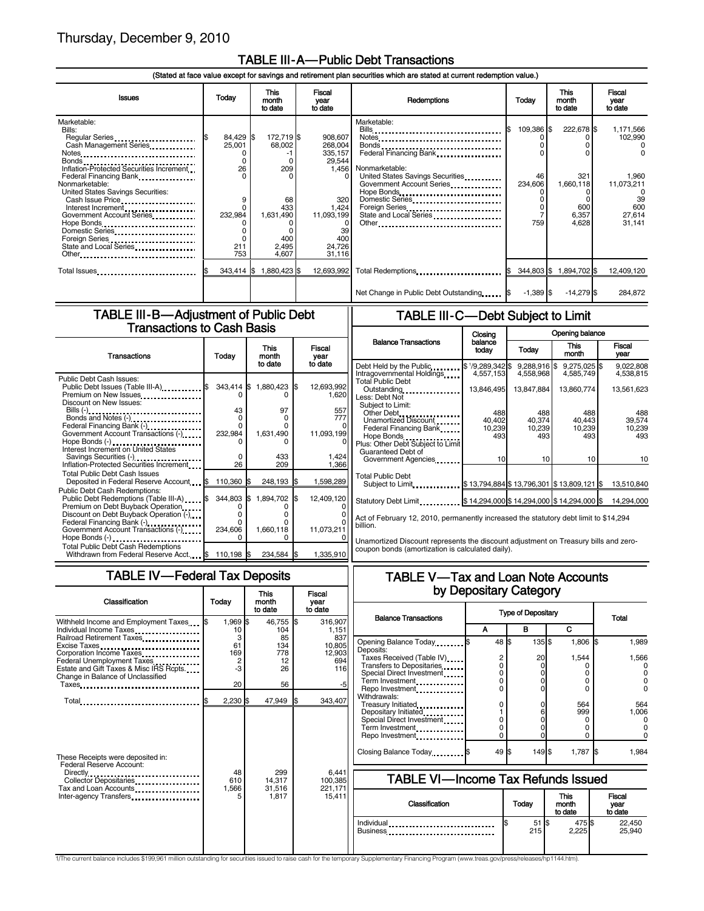Thursday, December 9, 2010

## TABLE III-A—Public Debt Transactions

(Stated at face value except for savings and retirement plan securities which are stated at current redemption value.)

| Issues | Today | This month to date | Fiscal year to date |
|---|---|---|---|
| Marketable: | | | |
| Bills: | | | |
| Regular Series | $ 84,429 | $ 172,719 | $ 908,607 |
| Cash Management Series | 25,001 | 68,002 | 268,004 |
| Notes | 0 | -1 | 335,157 |
| Bonds | 0 | 0 | 29,544 |
| Inflation-Protected Securities Increment | 26 | 209 | 1,456 |
| Federal Financing Bank | 0 | 0 | 0 |
| Nonmarketable: | | | |
| United States Savings Securities: | | | |
| Cash Issue Price | 9 | 68 | 320 |
| Interest Increment | 0 | 433 | 1,424 |
| Government Account Series | 232,984 | 1,631,490 | 11,093,199 |
| Hope Bonds | 0 | 0 | 0 |
| Domestic Series | 0 | 0 | 39 |
| Foreign Series | 0 | 400 | 400 |
| State and Local Series | 211 | 2,495 | 24,726 |
| Other | 753 | 4,607 | 31,116 |
| Total Issues | $ 343,414 | $ 1,880,423 | $ 12,693,992 |

| Redemptions | Today | This month to date | Fiscal year to date |
|---|---|---|---|
| Marketable: | | | |
| Bills | $ 109,386 | $ 222,678 | $ 1,171,566 |
| Notes | 0 | 0 | 102,990 |
| Bonds | 0 | 0 | 0 |
| Federal Financing Bank | 0 | 0 | 0 |
| Nonmarketable: | | | |
| United States Savings Securities | 46 | 321 | 1,960 |
| Government Account Series | 234,606 | 1,660,118 | 11,073,211 |
| Hope Bonds | 0 | 0 | 0 |
| Domestic Series | 0 | 0 | 39 |
| Foreign Series | 0 | 600 | 600 |
| State and Local Series | 7 | 6,357 | 27,614 |
| Other | 759 | 4,628 | 31,141 |
| Total Redemptions | $ 344,803 | $ 1,894,702 | $ 12,409,120 |
| Net Change in Public Debt Outstanding | $ -1,389 | $ -14,279 | $ 284,872 |

## TABLE III-B—Adjustment of Public Debt Transactions to Cash Basis

| Transactions | Today | This month to date | Fiscal year to date |
|---|---|---|---|
| Public Debt Cash Issues: | | | |
| Public Debt Issues (Table III-A) | $ 343,414 | $ 1,880,423 | $ 12,693,992 |
| Premium on New Issues | 0 | 0 | 1,620 |
| Discount on New Issues: | | | |
| Bills (-) | 43 | 97 | 557 |
| Bonds and Notes (-) | 0 | 0 | 777 |
| Federal Financing Bank (-) | 0 | 0 | 0 |
| Government Account Transactions (-) | 232,984 | 1,631,490 | 11,093,199 |
| Hope Bonds (-) | 0 | 0 | 0 |
| Interest Increment on United States Savings Securities (-) | 0 | 433 | 1,424 |
| Inflation-Protected Securities Increment | 26 | 209 | 1,366 |
| Total Public Debt Cash Issues Deposited in Federal Reserve Account | $ 110,360 | $ 248,193 | $ 1,598,289 |
| Public Debt Cash Redemptions: | | | |
| Public Debt Redemptions (Table III-A) | $ 344,803 | $ 1,894,702 | $ 12,409,120 |
| Premium on Debt Buyback Operation | 0 | 0 | 0 |
| Discount on Debt Buyback Operation (-) | 0 | 0 | 0 |
| Federal Financing Bank (-) | 0 | 0 | 0 |
| Government Account Transactions (-) | 234,606 | 1,660,118 | 11,073,211 |
| Hope Bonds (-) | 0 | 0 | 0 |
| Total Public Debt Cash Redemptions Withdrawn from Federal Reserve Acct. | $ 110,198 | $ 234,584 | $ 1,335,910 |

## TABLE III-C—Debt Subject to Limit

| Balance Transactions | Closing balance today | Opening balance Today | Opening balance This month | Opening balance Fiscal year |
|---|---|---|---|---|
| Debt Held by the Public | $ [1]9,289,342 | $ 9,288,916 | $ 9,275,025 | $ 9,022,808 |
| Intragovernmental Holdings | 4,557,153 | 4,558,968 | 4,585,749 | 4,538,815 |
| Total Public Debt Outstanding | 13,846,495 | 13,847,884 | 13,860,774 | 13,561,623 |
| Less: Debt Not Subject to Limit: | | | | |
| Other Debt | 488 | 488 | 488 | 488 |
| Unamortized Discount | 40,402 | 40,374 | 40,443 | 39,574 |
| Federal Financing Bank | 10,239 | 10,239 | 10,239 | 10,239 |
| Hope Bonds | 493 | 493 | 493 | 493 |
| Plus: Other Debt Subject to Limit | | | | |
| Guaranteed Debt of Government Agencies | 10 | 10 | 10 | 10 |
| Total Public Debt Subject to Limit | $ 13,794,884 | $ 13,796,301 | $ 13,809,121 | $ 13,510,840 |
| Statutory Debt Limit | $ 14,294,000 | $ 14,294,000 | $ 14,294,000 | $ 14,294,000 |

Act of February 12, 2010, permanently increased the statutory debt limit to $14,294 billion.

Unamortized Discount represents the discount adjustment on Treasury bills and zero-coupon bonds (amortization is calculated daily).

## TABLE IV—Federal Tax Deposits

| Classification | Today | This month to date | Fiscal year to date |
|---|---|---|---|
| Withheld Income and Employment Taxes | $ 1,969 | $ 46,755 | $ 316,907 |
| Individual Income Taxes | 10 | 104 | 1,151 |
| Railroad Retirement Taxes | 3 | 85 | 837 |
| Excise Taxes | 61 | 134 | 10,805 |
| Corporation Income Taxes | 169 | 778 | 12,903 |
| Federal Unemployment Taxes | 2 | 12 | 694 |
| Estate and Gift Taxes & Misc IRS Rcpts. | -3 | 26 | 116 |
| Change in Balance of Unclassified Taxes | 20 | 56 | -5 |
| Total | $ 2,230 | $ 47,949 | $ 343,407 |
| These Receipts were deposited in: | | | |
| Federal Reserve Account: | | | |
| Directly | 48 | 299 | 6,441 |
| Collector Depositaries | 610 | 14,317 | 100,385 |
| Tax and Loan Accounts | 1,566 | 31,516 | 221,171 |
| Inter-agency Transfers | 5 | 1,817 | 15,411 |

## TABLE V—Tax and Loan Note Accounts by Depositary Category

| Balance Transactions | Type of Depositary A | B | C | Total |
|---|---|---|---|---|
| Opening Balance Today | $ 48 | $ 135 | $ 1,806 | $ 1,989 |
| Deposits: | | | | |
| Taxes Received (Table IV) | 2 | 20 | 1,544 | 1,566 |
| Transfers to Depositaries | 0 | 0 | 0 | 0 |
| Special Direct Investment | 0 | 0 | 0 | 0 |
| Term Investment | 0 | 0 | 0 | 0 |
| Repo Investment | 0 | 0 | 0 | 0 |
| Withdrawals: | | | | |
| Treasury Initiated | 0 | 0 | 564 | 564 |
| Depositary Initiated | 1 | 6 | 999 | 1,006 |
| Special Direct Investment | 0 | 0 | 0 | 0 |
| Term Investment | 0 | 0 | 0 | 0 |
| Repo Investment | 0 | 0 | 0 | 0 |
| Closing Balance Today | $ 49 | $ 149 | $ 1,787 | $ 1,984 |

## TABLE VI—Income Tax Refunds Issued

| Classification | Today | This month to date | Fiscal year to date |
|---|---|---|---|
| Individual | $ 51 | $ 475 | $ 22,450 |
| Business | 215 | 2,225 | 25,940 |

1/The current balance includes $199,961 million outstanding for securities issued to raise cash for the temporary Supplementary Financing Program (www.treas.gov/press/releases/hp1144.htm).